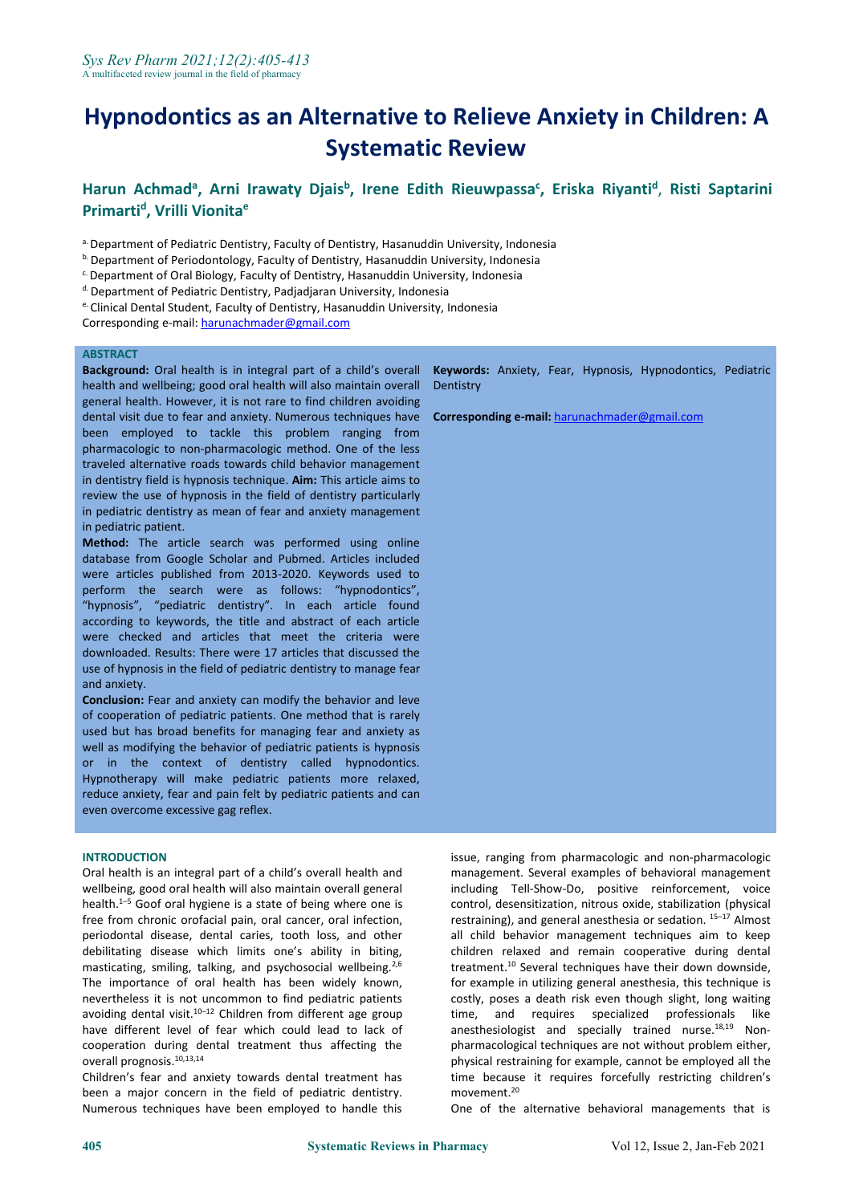# Hypnodontics as an Alternative to Relieve Anxiety in Children: A Systematic Review

**Harun Achmad[a], Arni Irawaty Djais[b], Irene Edith Rieuwpassa[c], Eriska Riyanti[d], Risti Saptarini Primarti[d], Vrilli Vionita[e]**

[a.] Department of Pediatric Dentistry, Faculty of Dentistry, Hasanuddin University, Indonesia
[b.] Department of Periodontology, Faculty of Dentistry, Hasanuddin University, Indonesia
[c.] Department of Oral Biology, Faculty of Dentistry, Hasanuddin University, Indonesia
[d.] Department of Pediatric Dentistry, Padjadjaran University, Indonesia
[e.] Clinical Dental Student, Faculty of Dentistry, Hasanuddin University, Indonesia
Corresponding e-mail: harunachmader@gmail.com

## ABSTRACT

**Background:** Oral health is in integral part of a child's overall health and wellbeing; good oral health will also maintain overall general health. However, it is not rare to find children avoiding dental visit due to fear and anxiety. Numerous techniques have been employed to tackle this problem ranging from pharmacologic to non-pharmacologic method. One of the less traveled alternative roads towards child behavior management in dentistry field is hypnosis technique. **Aim:** This article aims to review the use of hypnosis in the field of dentistry particularly in pediatric dentistry as mean of fear and anxiety management in pediatric patient.

**Method:** The article search was performed using online database from Google Scholar and Pubmed. Articles included were articles published from 2013-2020. Keywords used to perform the search were as follows: "hypnodontics", "hypnosis", "pediatric dentistry". In each article found according to keywords, the title and abstract of each article were checked and articles that meet the criteria were downloaded. Results: There were 17 articles that discussed the use of hypnosis in the field of pediatric dentistry to manage fear and anxiety.

**Conclusion:** Fear and anxiety can modify the behavior and leve of cooperation of pediatric patients. One method that is rarely used but has broad benefits for managing fear and anxiety as well as modifying the behavior of pediatric patients is hypnosis or in the context of dentistry called hypnodontics. Hypnotherapy will make pediatric patients more relaxed, reduce anxiety, fear and pain felt by pediatric patients and can even overcome excessive gag reflex.

**Keywords:** Anxiety, Fear, Hypnosis, Hypnodontics, Pediatric Dentistry

**Corresponding e-mail:** harunachmader@gmail.com

## INTRODUCTION

Oral health is an integral part of a child's overall health and wellbeing, good oral health will also maintain overall general health.[1–5] Goof oral hygiene is a state of being where one is free from chronic orofacial pain, oral cancer, oral infection, periodontal disease, dental caries, tooth loss, and other debilitating disease which limits one's ability in biting, masticating, smiling, talking, and psychosocial wellbeing.[2,6] The importance of oral health has been widely known, nevertheless it is not uncommon to find pediatric patients avoiding dental visit.[10–12] Children from different age group have different level of fear which could lead to lack of cooperation during dental treatment thus affecting the overall prognosis.[10,13,14]

Children's fear and anxiety towards dental treatment has been a major concern in the field of pediatric dentistry. Numerous techniques have been employed to handle this issue, ranging from pharmacologic and non-pharmacologic management. Several examples of behavioral management including Tell-Show-Do, positive reinforcement, voice control, desensitization, nitrous oxide, stabilization (physical restraining), and general anesthesia or sedation. [15–17] Almost all child behavior management techniques aim to keep children relaxed and remain cooperative during dental treatment.[10] Several techniques have their down downside, for example in utilizing general anesthesia, this technique is costly, poses a death risk even though slight, long waiting time, and requires specialized professionals like anesthesiologist and specially trained nurse.[18,19] Non-pharmacological techniques are not without problem either, physical restraining for example, cannot be employed all the time because it requires forcefully restricting children's movement.[20]

One of the alternative behavioral managements that is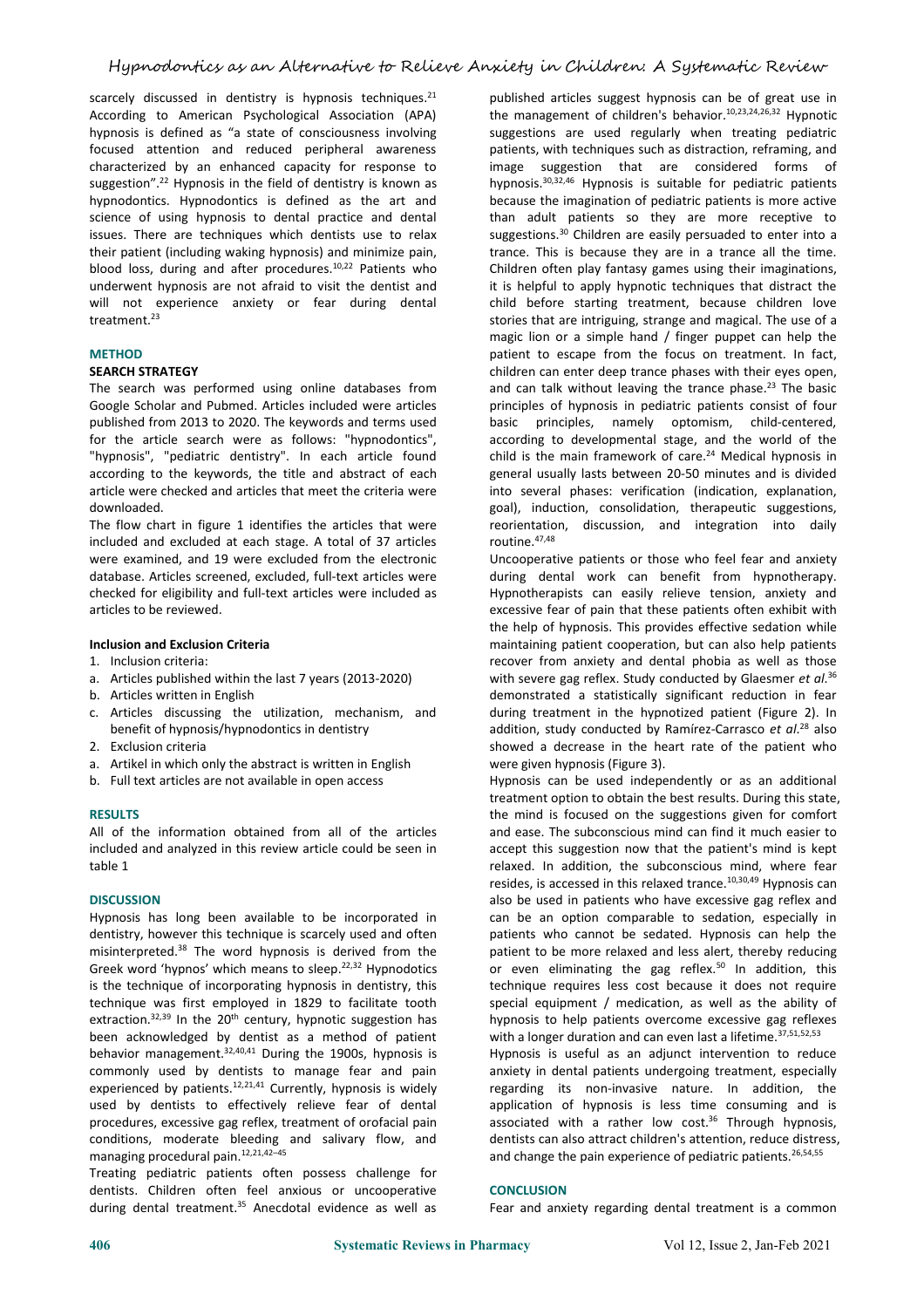scarcely discussed in dentistry is hypnosis techniques.[21] According to American Psychological Association (APA) hypnosis is defined as "a state of consciousness involving focused attention and reduced peripheral awareness characterized by an enhanced capacity for response to suggestion".[22] Hypnosis in the field of dentistry is known as hypnodontics. Hypnodontics is defined as the art and science of using hypnosis to dental practice and dental issues. There are techniques which dentists use to relax their patient (including waking hypnosis) and minimize pain, blood loss, during and after procedures.[10,22] Patients who underwent hypnosis are not afraid to visit the dentist and will not experience anxiety or fear during dental treatment.[23]

## METHOD

### SEARCH STRATEGY

The search was performed using online databases from Google Scholar and Pubmed. Articles included were articles published from 2013 to 2020. The keywords and terms used for the article search were as follows: "hypnodontics", "hypnosis", "pediatric dentistry". In each article found according to the keywords, the title and abstract of each article were checked and articles that meet the criteria were downloaded.

The flow chart in figure 1 identifies the articles that were included and excluded at each stage. A total of 37 articles were examined, and 19 were excluded from the electronic database. Articles screened, excluded, full-text articles were checked for eligibility and full-text articles were included as articles to be reviewed.

### Inclusion and Exclusion Criteria

1. Inclusion criteria:
   a. Articles published within the last 7 years (2013-2020)
   b. Articles written in English
   c. Articles discussing the utilization, mechanism, and benefit of hypnosis/hypnodontics in dentistry
2. Exclusion criteria
   a. Artikel in which only the abstract is written in English
   b. Full text articles are not available in open access

## RESULTS

All of the information obtained from all of the articles included and analyzed in this review article could be seen in table 1

## DISCUSSION

Hypnosis has long been available to be incorporated in dentistry, however this technique is scarcely used and often misinterpreted.[38] The word hypnosis is derived from the Greek word 'hypnos' which means to sleep.[22,32] Hypnodotics is the technique of incorporating hypnosis in dentistry, this technique was first employed in 1829 to facilitate tooth extraction.[32,39] In the 20[th] century, hypnotic suggestion has been acknowledged by dentist as a method of patient behavior management.[32,40,41] During the 1900s, hypnosis is commonly used by dentists to manage fear and pain experienced by patients.[12,21,41] Currently, hypnosis is widely used by dentists to effectively relieve fear of dental procedures, excessive gag reflex, treatment of orofacial pain conditions, moderate bleeding and salivary flow, and managing procedural pain.[12,21,42–45]

Treating pediatric patients often possess challenge for dentists. Children often feel anxious or uncooperative during dental treatment.[35] Anecdotal evidence as well as published articles suggest hypnosis can be of great use in the management of children's behavior.[10,23,24,26,32] Hypnotic suggestions are used regularly when treating pediatric patients, with techniques such as distraction, reframing, and image suggestion that are considered forms of hypnosis.[30,32,46] Hypnosis is suitable for pediatric patients because the imagination of pediatric patients is more active than adult patients so they are more receptive to suggestions.[30] Children are easily persuaded to enter into a trance. This is because they are in a trance all the time. Children often play fantasy games using their imaginations, it is helpful to apply hypnotic techniques that distract the child before starting treatment, because children love stories that are intriguing, strange and magical. The use of a magic lion or a simple hand / finger puppet can help the patient to escape from the focus on treatment. In fact, children can enter deep trance phases with their eyes open, and can talk without leaving the trance phase.[23] The basic principles of hypnosis in pediatric patients consist of four basic principles, namely optomism, child-centered, according to developmental stage, and the world of the child is the main framework of care.[24] Medical hypnosis in general usually lasts between 20-50 minutes and is divided into several phases: verification (indication, explanation, goal), induction, consolidation, therapeutic suggestions, reorientation, discussion, and integration into daily routine.[47,48]

Uncooperative patients or those who feel fear and anxiety during dental work can benefit from hypnotherapy. Hypnotherapists can easily relieve tension, anxiety and excessive fear of pain that these patients often exhibit with the help of hypnosis. This provides effective sedation while maintaining patient cooperation, but can also help patients recover from anxiety and dental phobia as well as those with severe gag reflex. Study conducted by Glaesmer *et al.*[36] demonstrated a statistically significant reduction in fear during treatment in the hypnotized patient (Figure 2). In addition, study conducted by Ramírez-Carrasco *et al.*[28] also showed a decrease in the heart rate of the patient who were given hypnosis (Figure 3).

Hypnosis can be used independently or as an additional treatment option to obtain the best results. During this state, the mind is focused on the suggestions given for comfort and ease. The subconscious mind can find it much easier to accept this suggestion now that the patient's mind is kept relaxed. In addition, the subconscious mind, where fear resides, is accessed in this relaxed trance.[10,30,49] Hypnosis can also be used in patients who have excessive gag reflex and can be an option comparable to sedation, especially in patients who cannot be sedated. Hypnosis can help the patient to be more relaxed and less alert, thereby reducing or even eliminating the gag reflex.[50] In addition, this technique requires less cost because it does not require special equipment / medication, as well as the ability of hypnosis to help patients overcome excessive gag reflexes with a longer duration and can even last a lifetime.[37,51,52,53]

Hypnosis is useful as an adjunct intervention to reduce anxiety in dental patients undergoing treatment, especially regarding its non-invasive nature. In addition, the application of hypnosis is less time consuming and is associated with a rather low cost.[36] Through hypnosis, dentists can also attract children's attention, reduce distress, and change the pain experience of pediatric patients.[26,54,55]

## CONCLUSION

Fear and anxiety regarding dental treatment is a common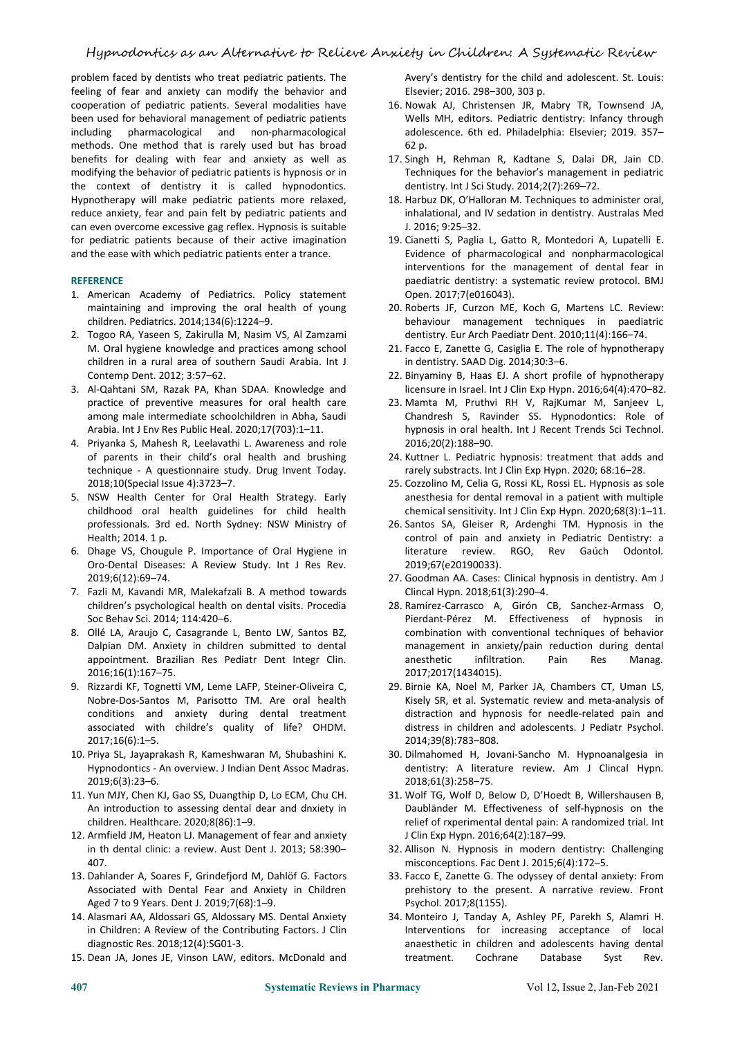problem faced by dentists who treat pediatric patients. The feeling of fear and anxiety can modify the behavior and cooperation of pediatric patients. Several modalities have been used for behavioral management of pediatric patients including pharmacological and non-pharmacological methods. One method that is rarely used but has broad benefits for dealing with fear and anxiety as well as modifying the behavior of pediatric patients is hypnosis or in the context of dentistry it is called hypnodontics. Hypnotherapy will make pediatric patients more relaxed, reduce anxiety, fear and pain felt by pediatric patients and can even overcome excessive gag reflex. Hypnosis is suitable for pediatric patients because of their active imagination and the ease with which pediatric patients enter a trance.

## REFERENCE

1. American Academy of Pediatrics. Policy statement maintaining and improving the oral health of young children. Pediatrics. 2014;134(6):1224–9.
2. Togoo RA, Yaseen S, Zakirulla M, Nasim VS, Al Zamzami M. Oral hygiene knowledge and practices among school children in a rural area of southern Saudi Arabia. Int J Contemp Dent. 2012; 3:57–62.
3. Al-Qahtani SM, Razak PA, Khan SDAA. Knowledge and practice of preventive measures for oral health care among male intermediate schoolchildren in Abha, Saudi Arabia. Int J Env Res Public Heal. 2020;17(703):1–11.
4. Priyanka S, Mahesh R, Leelavathi L. Awareness and role of parents in their child's oral health and brushing technique - A questionnaire study. Drug Invent Today. 2018;10(Special Issue 4):3723–7.
5. NSW Health Center for Oral Health Strategy. Early childhood oral health guidelines for child health professionals. 3rd ed. North Sydney: NSW Ministry of Health; 2014. 1 p.
6. Dhage VS, Chougule P. Importance of Oral Hygiene in Oro-Dental Diseases: A Review Study. Int J Res Rev. 2019;6(12):69–74.
7. Fazli M, Kavandi MR, Malekafzali B. A method towards children's psychological health on dental visits. Procedia Soc Behav Sci. 2014; 114:420–6.
8. Ollé LA, Araujo C, Casagrande L, Bento LW, Santos BZ, Dalpian DM. Anxiety in children submitted to dental appointment. Brazilian Res Pediatr Dent Integr Clin. 2016;16(1):167–75.
9. Rizzardi KF, Tognetti VM, Leme LAFP, Steiner-Oliveira C, Nobre-Dos-Santos M, Parisotto TM. Are oral health conditions and anxiety during dental treatment associated with childre's quality of life? OHDM. 2017;16(6):1–5.
10. Priya SL, Jayaprakash R, Kameshwaran M, Shubashini K. Hypnodontics - An overview. J Indian Dent Assoc Madras. 2019;6(3):23–6.
11. Yun MJY, Chen KJ, Gao SS, Duangthip D, Lo ECM, Chu CH. An introduction to assessing dental dear and dnxiety in children. Healthcare. 2020;8(86):1–9.
12. Armfield JM, Heaton LJ. Management of fear and anxiety in th dental clinic: a review. Aust Dent J. 2013; 58:390–407.
13. Dahlander A, Soares F, Grindefjord M, Dahlöf G. Factors Associated with Dental Fear and Anxiety in Children Aged 7 to 9 Years. Dent J. 2019;7(68):1–9.
14. Alasmari AA, Aldossari GS, Aldossary MS. Dental Anxiety in Children: A Review of the Contributing Factors. J Clin diagnostic Res. 2018;12(4):SG01-3.
15. Dean JA, Jones JE, Vinson LAW, editors. McDonald and Avery's dentistry for the child and adolescent. St. Louis: Elsevier; 2016. 298–300, 303 p.
16. Nowak AJ, Christensen JR, Mabry TR, Townsend JA, Wells MH, editors. Pediatric dentistry: Infancy through adolescence. 6th ed. Philadelphia: Elsevier; 2019. 357–62 p.
17. Singh H, Rehman R, Kadtane S, Dalai DR, Jain CD. Techniques for the behavior's management in pediatric dentistry. Int J Sci Study. 2014;2(7):269–72.
18. Harbuz DK, O'Halloran M. Techniques to administer oral, inhalational, and IV sedation in dentistry. Australas Med J. 2016; 9:25–32.
19. Cianetti S, Paglia L, Gatto R, Montedori A, Lupatelli E. Evidence of pharmacological and nonpharmacological interventions for the management of dental fear in paediatric dentistry: a systematic review protocol. BMJ Open. 2017;7(e016043).
20. Roberts JF, Curzon ME, Koch G, Martens LC. Review: behaviour management techniques in paediatric dentistry. Eur Arch Paediatr Dent. 2010;11(4):166–74.
21. Facco E, Zanette G, Casiglia E. The role of hypnotherapy in dentistry. SAAD Dig. 2014;30:3–6.
22. Binyaminy B, Haas EJ. A short profile of hypnotherapy licensure in Israel. Int J Clin Exp Hypn. 2016;64(4):470–82.
23. Mamta M, Pruthvi RH V, RajKumar M, Sanjeev L, Chandresh S, Ravinder SS. Hypnodontics: Role of hypnosis in oral health. Int J Recent Trends Sci Technol. 2016;20(2):188–90.
24. Kuttner L. Pediatric hypnosis: treatment that adds and rarely substracts. Int J Clin Exp Hypn. 2020; 68:16–28.
25. Cozzolino M, Celia G, Rossi KL, Rossi EL. Hypnosis as sole anesthesia for dental removal in a patient with multiple chemical sensitivity. Int J Clin Exp Hypn. 2020;68(3):1–11.
26. Santos SA, Gleiser R, Ardenghi TM. Hypnosis in the control of pain and anxiety in Pediatric Dentistry: a literature review. RGO, Rev Gaúch Odontol. 2019;67(e20190033).
27. Goodman AA. Cases: Clinical hypnosis in dentistry. Am J Clincal Hypn. 2018;61(3):290–4.
28. Ramírez-Carrasco A, Girón CB, Sanchez-Armass O, Pierdant-Pérez M. Effectiveness of hypnosis in combination with conventional techniques of behavior management in anxiety/pain reduction during dental anesthetic infiltration. Pain Res Manag. 2017;2017(1434015).
29. Birnie KA, Noel M, Parker JA, Chambers CT, Uman LS, Kisely SR, et al. Systematic review and meta-analysis of distraction and hypnosis for needle-related pain and distress in children and adolescents. J Pediatr Psychol. 2014;39(8):783–808.
30. Dilmahomed H, Jovani-Sancho M. Hypnoanalgesia in dentistry: A literature review. Am J Clincal Hypn. 2018;61(3):258–75.
31. Wolf TG, Wolf D, Below D, D'Hoedt B, Willershausen B, Daubländer M. Effectiveness of self-hypnosis on the relief of rxperimental dental pain: A randomized trial. Int J Clin Exp Hypn. 2016;64(2):187–99.
32. Allison N. Hypnosis in modern dentistry: Challenging misconceptions. Fac Dent J. 2015;6(4):172–5.
33. Facco E, Zanette G. The odyssey of dental anxiety: From prehistory to the present. A narrative review. Front Psychol. 2017;8(1155).
34. Monteiro J, Tanday A, Ashley PF, Parekh S, Alamri H. Interventions for increasing acceptance of local anaesthetic in children and adolescents having dental treatment. Cochrane Database Syst Rev.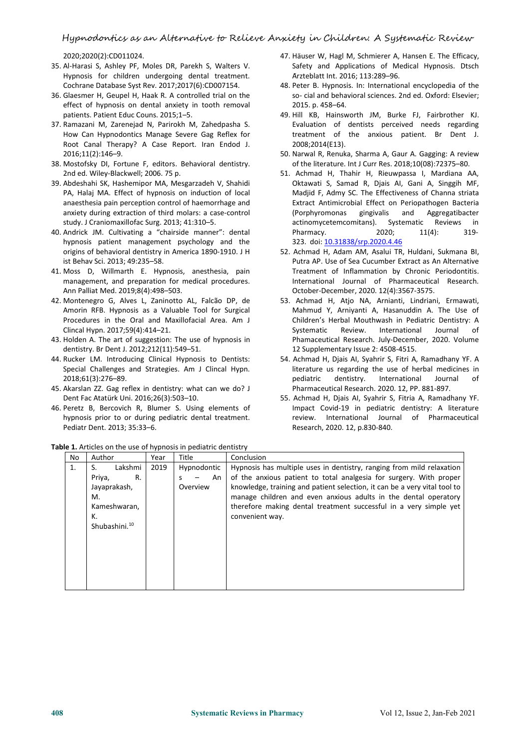2020;2020(2):CD011024.

35. Al-Harasi S, Ashley PF, Moles DR, Parekh S, Walters V. Hypnosis for children undergoing dental treatment. Cochrane Database Syst Rev. 2017;2017(6):CD007154.
36. Glaesmer H, Geupel H, Haak R. A controlled trial on the effect of hypnosis on dental anxiety in tooth removal patients. Patient Educ Couns. 2015;1–5.
37. Ramazani M, Zarenejad N, Parirokh M, Zahedpasha S. How Can Hypnodontics Manage Severe Gag Reflex for Root Canal Therapy? A Case Report. Iran Endod J. 2016;11(2):146–9.
38. Mostofsky DI, Fortune F, editors. Behavioral dentistry. 2nd ed. Wiley-Blackwell; 2006. 75 p.
39. Abdeshahi SK, Hashemipor MA, Mesgarzadeh V, Shahidi PA, Halaj MA. Effect of hypnosis on induction of local anaesthesia pain perception control of haemorrhage and anxiety during extraction of third molars: a case-control study. J Craniomaxillofac Surg. 2013; 41:310–5.
40. Andrick JM. Cultivating a "chairside manner": dental hypnosis patient management psychology and the origins of behavioral dentistry in America 1890-1910. J H ist Behav Sci. 2013; 49:235–58.
41. Moss D, Willmarth E. Hypnosis, anesthesia, pain management, and preparation for medical procedures. Ann Palliat Med. 2019;8(4):498–503.
42. Montenegro G, Alves L, Zaninotto AL, Falcão DP, de Amorin RFB. Hypnosis as a Valuable Tool for Surgical Procedures in the Oral and Maxillofacial Area. Am J Clincal Hypn. 2017;59(4):414–21.
43. Holden A. The art of suggestion: The use of hypnosis in dentistry. Br Dent J. 2012;212(11):549–51.
44. Rucker LM. Introducing Clinical Hypnosis to Dentists: Special Challenges and Strategies. Am J Clincal Hypn. 2018;61(3):276–89.
45. Akarslan ZZ. Gag reflex in dentistry: what can we do? J Dent Fac Atatürk Uni. 2016;26(3):503–10.
46. Peretz B, Bercovich R, Blumer S. Using elements of hypnosis prior to or during pediatric dental treatment. Pediatr Dent. 2013; 35:33–6.
47. Häuser W, Hagl M, Schmierer A, Hansen E. The Efficacy, Safety and Applications of Medical Hypnosis. Dtsch Arzteblatt Int. 2016; 113:289–96.
48. Peter B. Hypnosis. In: International encyclopedia of the so- cial and behavioral sciences. 2nd ed. Oxford: Elsevier; 2015. p. 458–64.
49. Hill KB, Hainsworth JM, Burke FJ, Fairbrother KJ. Evaluation of dentists perceived needs regarding treatment of the anxious patient. Br Dent J. 2008;2014(E13).
50. Narwal R, Renuka, Sharma A, Gaur A. Gagging: A review of the literature. Int J Curr Res. 2018;10(08):72375–80.
51. Achmad H, Thahir H, Rieuwpassa I, Mardiana AA, Oktawati S, Samad R, Djais AI, Gani A, Singgih MF, Madjid F, Admy SC. The Effectiveness of Channa striata Extract Antimicrobial Effect on Periopathogen Bacteria (Porphyromonas gingivalis and Aggregatibacter actinomycetemcomitans). Systematic Reviews in Pharmacy. 2020; 11(4): 319-323. doi: 10.31838/srp.2020.4.46
52. Achmad H, Adam AM, Asalui TR, Huldani, Sukmana BI, Putra AP. Use of Sea Cucumber Extract as An Alternative Treatment of Inflammation by Chronic Periodontitis. International Journal of Pharmaceutical Research. October-December, 2020. 12(4):3567-3575.
53. Achmad H, Atjo NA, Arnianti, Lindriani, Ermawati, Mahmud Y, Arniyanti A, Hasanuddin A. The Use of Children's Herbal Mouthwash in Pediatric Dentistry: A Systematic Review. International Journal of Phamaceutical Research. July-December, 2020. Volume 12 Supplementary Issue 2: 4508-4515.
54. Achmad H, Djais AI, Syahrir S, Fitri A, Ramadhany YF. A literature us regarding the use of herbal medicines in pediatric dentistry. International Journal of Pharmaceutical Research. 2020. 12, PP. 881-897.
55. Achmad H, Djais AI, Syahrir S, Fitria A, Ramadhany YF. Impact Covid-19 in pediatric dentistry: A literature review. International Journal of Pharmaceutical Research, 2020. 12, p.830-840.

**Table 1.** Articles on the use of hypnosis in pediatric dentistry

| No | Author | Year | Title | Conclusion |
|---|---|---|---|---|
| 1. | S. Lakshmi Priya, R. Jayaprakash, M. Kameshwaran, K. Shubashini.[10] | 2019 | Hypnodontics – An Overview | Hypnosis has multiple uses in dentistry, ranging from mild relaxation of the anxious patient to total analgesia for surgery. With proper knowledge, training and patient selection, it can be a very vital tool to manage children and even anxious adults in the dental operatory therefore making dental treatment successful in a very simple yet convenient way. |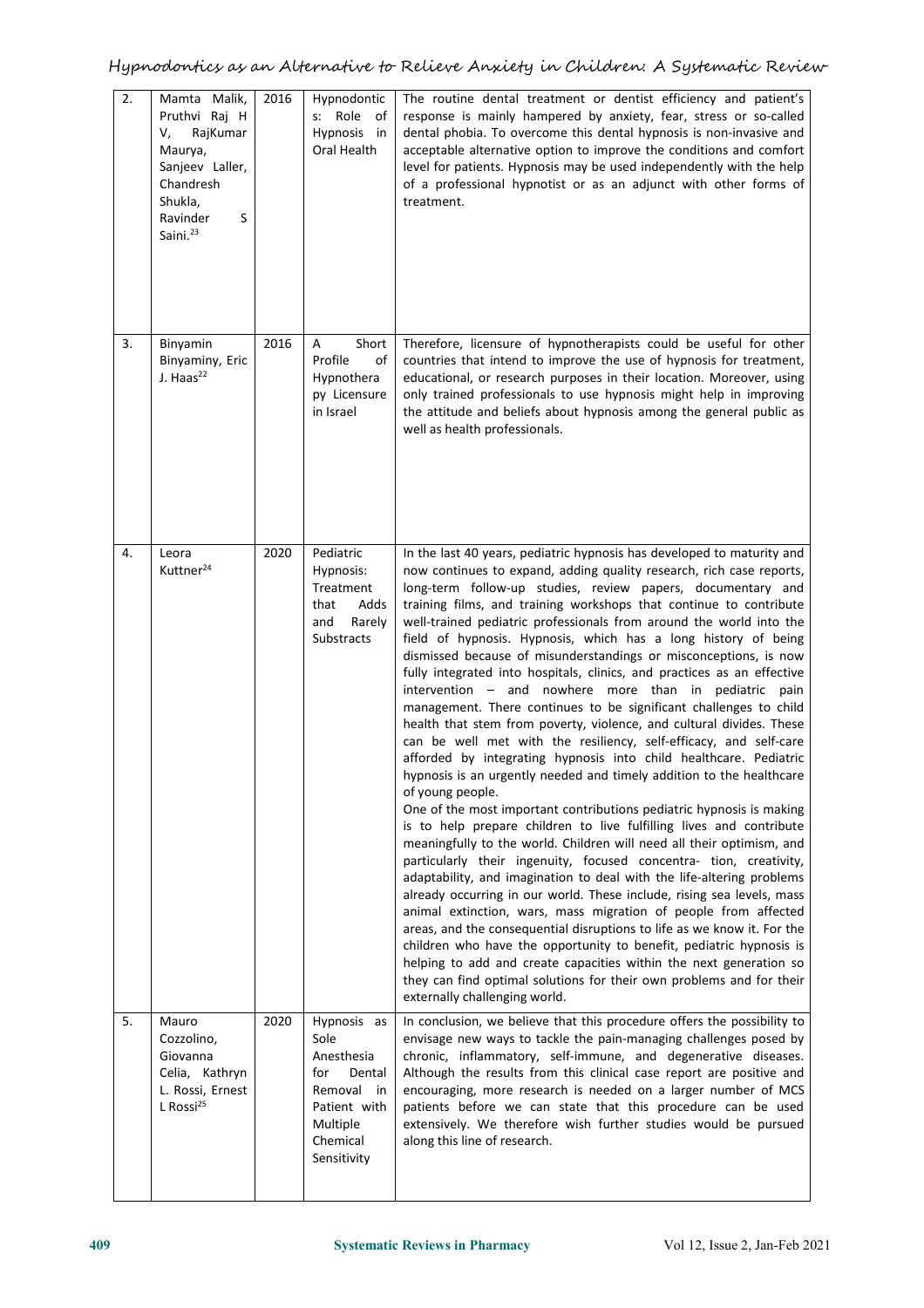| 2. | Mamta Malik, Pruthvi Raj H V, RajKumar Maurya, Sanjeev Laller, Chandresh Shukla, Ravinder S Saini.[23] | 2016 | Hypnodontics: Role of Hypnosis in Oral Health | The routine dental treatment or dentist efficiency and patient's response is mainly hampered by anxiety, fear, stress or so-called dental phobia. To overcome this dental hypnosis is non-invasive and acceptable alternative option to improve the conditions and comfort level for patients. Hypnosis may be used independently with the help of a professional hypnotist or as an adjunct with other forms of treatment. |
|---|---|---|---|---|
| 3. | Binyamin Binyaminy, Eric J. Haas[22] | 2016 | A Short Profile of Hypnotherapy Licensure in Israel | Therefore, licensure of hypnotherapists could be useful for other countries that intend to improve the use of hypnosis for treatment, educational, or research purposes in their location. Moreover, using only trained professionals to use hypnosis might help in improving the attitude and beliefs about hypnosis among the general public as well as health professionals. |
| 4. | Leora Kuttner[24] | 2020 | Pediatric Hypnosis: Treatment that Adds and Rarely Substracts | In the last 40 years, pediatric hypnosis has developed to maturity and now continues to expand, adding quality research, rich case reports, long-term follow-up studies, review papers, documentary and training films, and training workshops that continue to contribute well-trained pediatric professionals from around the world into the field of hypnosis. Hypnosis, which has a long history of being dismissed because of misunderstandings or misconceptions, is now fully integrated into hospitals, clinics, and practices as an effective intervention – and nowhere more than in pediatric pain management. There continues to be significant challenges to child health that stem from poverty, violence, and cultural divides. These can be well met with the resiliency, self-efficacy, and self-care afforded by integrating hypnosis into child healthcare. Pediatric hypnosis is an urgently needed and timely addition to the healthcare of young people.<br>One of the most important contributions pediatric hypnosis is making is to help prepare children to live fulfilling lives and contribute meaningfully to the world. Children will need all their optimism, and particularly their ingenuity, focused concentra- tion, creativity, adaptability, and imagination to deal with the life-altering problems already occurring in our world. These include, rising sea levels, mass animal extinction, wars, mass migration of people from affected areas, and the consequential disruptions to life as we know it. For the children who have the opportunity to benefit, pediatric hypnosis is helping to add and create capacities within the next generation so they can find optimal solutions for their own problems and for their externally challenging world. |
| 5. | Mauro Cozzolino, Giovanna Celia, Kathryn L. Rossi, Ernest L Rossi[25] | 2020 | Hypnosis as Sole Anesthesia for Dental Removal in Patient with Multiple Chemical Sensitivity | In conclusion, we believe that this procedure offers the possibility to envisage new ways to tackle the pain-managing challenges posed by chronic, inflammatory, self-immune, and degenerative diseases. Although the results from this clinical case report are positive and encouraging, more research is needed on a larger number of MCS patients before we can state that this procedure can be used extensively. We therefore wish further studies would be pursued along this line of research. |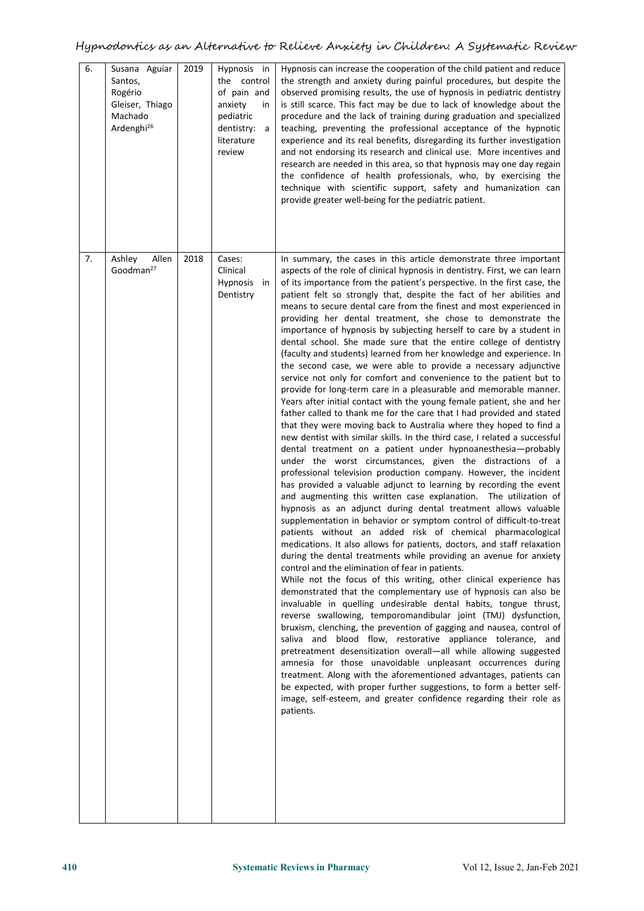| 6. | Susana Aguiar Santos, Rogério Gleiser, Thiago Machado Ardenghi[26] | 2019 | Hypnosis in the control of pain and anxiety in pediatric dentistry: a literature review | Hypnosis can increase the cooperation of the child patient and reduce the strength and anxiety during painful procedures, but despite the observed promising results, the use of hypnosis in pediatric dentistry is still scarce. This fact may be due to lack of knowledge about the procedure and the lack of training during graduation and specialized teaching, preventing the professional acceptance of the hypnotic experience and its real benefits, disregarding its further investigation and not endorsing its research and clinical use. More incentives and research are needed in this area, so that hypnosis may one day regain the confidence of health professionals, who, by exercising the technique with scientific support, safety and humanization can provide greater well-being for the pediatric patient. |
|---|---|---|---|---|
| 7. | Ashley Allen Goodman[27] | 2018 | Cases: Clinical Hypnosis in Dentistry | In summary, the cases in this article demonstrate three important aspects of the role of clinical hypnosis in dentistry. First, we can learn of its importance from the patient's perspective. In the first case, the patient felt so strongly that, despite the fact of her abilities and means to secure dental care from the finest and most experienced in providing her dental treatment, she chose to demonstrate the importance of hypnosis by subjecting herself to care by a student in dental school. She made sure that the entire college of dentistry (faculty and students) learned from her knowledge and experience. In the second case, we were able to provide a necessary adjunctive service not only for comfort and convenience to the patient but to provide for long-term care in a pleasurable and memorable manner. Years after initial contact with the young female patient, she and her father called to thank me for the care that I had provided and stated that they were moving back to Australia where they hoped to find a new dentist with similar skills. In the third case, I related a successful dental treatment on a patient under hypnoanesthesia—probably under the worst circumstances, given the distractions of a professional television production company. However, the incident has provided a valuable adjunct to learning by recording the event and augmenting this written case explanation. The utilization of hypnosis as an adjunct during dental treatment allows valuable supplementation in behavior or symptom control of difficult-to-treat patients without an added risk of chemical pharmacological medications. It also allows for patients, doctors, and staff relaxation during the dental treatments while providing an avenue for anxiety control and the elimination of fear in patients.<br>While not the focus of this writing, other clinical experience has demonstrated that the complementary use of hypnosis can also be invaluable in quelling undesirable dental habits, tongue thrust, reverse swallowing, temporomandibular joint (TMJ) dysfunction, bruxism, clenching, the prevention of gagging and nausea, control of saliva and blood flow, restorative appliance tolerance, and pretreatment desensitization overall—all while allowing suggested amnesia for those unavoidable unpleasant occurrences during treatment. Along with the aforementioned advantages, patients can be expected, with proper further suggestions, to form a better self-image, self-esteem, and greater confidence regarding their role as patients. |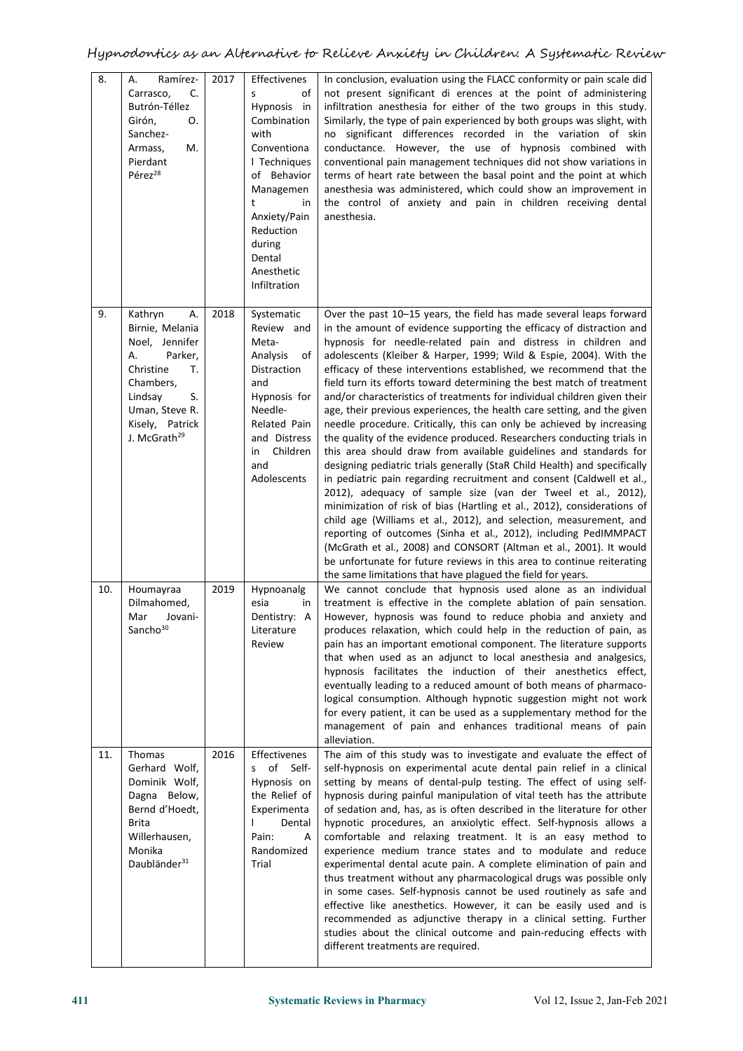| 8. | A. Ramírez-Carrasco, C. Butrón-Téllez Girón, O. Sanchez-Armass, M. Pierdant Pérez[28] | 2017 | Effectiveness of Hypnosis in Combination with Conventional Techniques of Behavior Management in Anxiety/Pain Reduction during Dental Anesthetic Infiltration | In conclusion, evaluation using the FLACC conformity or pain scale did not present significant di erences at the point of administering infiltration anesthesia for either of the two groups in this study. Similarly, the type of pain experienced by both groups was slight, with no significant differences recorded in the variation of skin conductance. However, the use of hypnosis combined with conventional pain management techniques did not show variations in terms of heart rate between the basal point and the point at which anesthesia was administered, which could show an improvement in the control of anxiety and pain in children receiving dental anesthesia. |
|---|---|---|---|---|
| 9. | Kathryn A. Birnie, Melania Noel, Jennifer A. Parker, Christine T. Chambers, Lindsay S. Uman, Steve R. Kisely, Patrick J. McGrath[29] | 2018 | Systematic Review and Meta-Analysis of Distraction and Hypnosis for Needle-Related Pain and Distress in Children and Adolescents | Over the past 10–15 years, the field has made several leaps forward in the amount of evidence supporting the efficacy of distraction and hypnosis for needle-related pain and distress in children and adolescents (Kleiber & Harper, 1999; Wild & Espie, 2004). With the efficacy of these interventions established, we recommend that the field turn its efforts toward determining the best match of treatment and/or characteristics of treatments for individual children given their age, their previous experiences, the health care setting, and the given needle procedure. Critically, this can only be achieved by increasing the quality of the evidence produced. Researchers conducting trials in this area should draw from available guidelines and standards for designing pediatric trials generally (StaR Child Health) and specifically in pediatric pain regarding recruitment and consent (Caldwell et al., 2012), adequacy of sample size (van der Tweel et al., 2012), minimization of risk of bias (Hartling et al., 2012), considerations of child age (Williams et al., 2012), and selection, measurement, and reporting of outcomes (Sinha et al., 2012), including PedIMMPACT (McGrath et al., 2008) and CONSORT (Altman et al., 2001). It would be unfortunate for future reviews in this area to continue reiterating the same limitations that have plagued the field for years. |
| 10. | Houmayraa Dilmahomed, Mar Jovani-Sancho[30] | 2019 | Hypnoanalgesia in Dentistry: A Literature Review | We cannot conclude that hypnosis used alone as an individual treatment is effective in the complete ablation of pain sensation. However, hypnosis was found to reduce phobia and anxiety and produces relaxation, which could help in the reduction of pain, as pain has an important emotional component. The literature supports that when used as an adjunct to local anesthesia and analgesics, hypnosis facilitates the induction of their anesthetics effect, eventually leading to a reduced amount of both means of pharmaco-logical consumption. Although hypnotic suggestion might not work for every patient, it can be used as a supplementary method for the management of pain and enhances traditional means of pain alleviation. |
| 11. | Thomas Gerhard Wolf, Dominik Wolf, Dagna Below, Bernd d'Hoedt, Brita Willerhausen, Monika Daubländer[31] | 2016 | Effectiveness of Self-Hypnosis on the Relief of Experimental Dental Pain: A Randomized Trial | The aim of this study was to investigate and evaluate the effect of self-hypnosis on experimental acute dental pain relief in a clinical setting by means of dental-pulp testing. The effect of using self-hypnosis during painful manipulation of vital teeth has the attribute of sedation and, has, as is often described in the literature for other hypnotic procedures, an anxiolytic effect. Self-hypnosis allows a comfortable and relaxing treatment. It is an easy method to experience medium trance states and to modulate and reduce experimental dental acute pain. A complete elimination of pain and thus treatment without any pharmacological drugs was possible only in some cases. Self-hypnosis cannot be used routinely as safe and effective like anesthetics. However, it can be easily used and is recommended as adjunctive therapy in a clinical setting. Further studies about the clinical outcome and pain-reducing effects with different treatments are required. |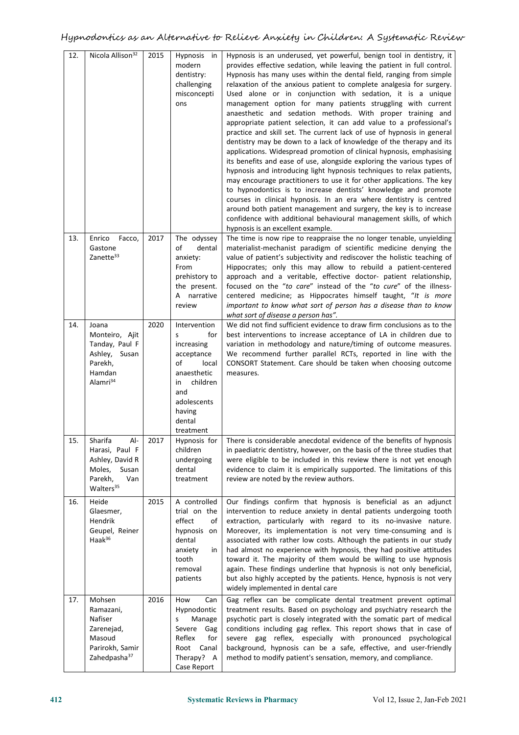| 12. | Nicola Allison[32] | 2015 | Hypnosis in modern dentistry: challenging misconceptions | Hypnosis is an underused, yet powerful, benign tool in dentistry, it provides effective sedation, while leaving the patient in full control. Hypnosis has many uses within the dental field, ranging from simple relaxation of the anxious patient to complete analgesia for surgery. Used alone or in conjunction with sedation, it is a unique management option for many patients struggling with current anaesthetic and sedation methods. With proper training and appropriate patient selection, it can add value to a professional's practice and skill set. The current lack of use of hypnosis in general dentistry may be down to a lack of knowledge of the therapy and its applications. Widespread promotion of clinical hypnosis, emphasising its benefits and ease of use, alongside exploring the various types of hypnosis and introducing light hypnosis techniques to relax patients, may encourage practitioners to use it for other applications. The key to hypnodontics is to increase dentists' knowledge and promote courses in clinical hypnosis. In an era where dentistry is centred around both patient management and surgery, the key is to increase confidence with additional behavioural management skills, of which hypnosis is an excellent example. |
|---|---|---|---|---|
| 13. | Enrico Facco, Gastone Zanette[33] | 2017 | The odyssey of dental anxiety: From prehistory to the present. A narrative review | The time is now ripe to reappraise the no longer tenable, unyielding materialist-mechanist paradigm of scientific medicine denying the value of patient's subjectivity and rediscover the holistic teaching of Hippocrates; only this may allow to rebuild a patient-centered approach and a veritable, effective doctor- patient relationship, focused on the "*to care*" instead of the "*to cure*" of the illness-centered medicine; as Hippocrates himself taught, "*It is more important to know what sort of person has a disease than to know what sort of disease a person has*". |
| 14. | Joana Monteiro, Ajit Tanday, Paul F Ashley, Susan Parekh, Hamdan Alamri[34] | 2020 | Interventions for increasing acceptance of local anaesthetic in children and adolescents having dental treatment | We did not find sufficient evidence to draw firm conclusions as to the best interventions to increase acceptance of LA in children due to variation in methodology and nature/timing of outcome measures. We recommend further parallel RCTs, reported in line with the CONSORT Statement. Care should be taken when choosing outcome measures. |
| 15. | Sharifa Al-Harasi, Paul F Ashley, David R Moles, Susan Parekh, Van Walters[35] | 2017 | Hypnosis for children undergoing dental treatment | There is considerable anecdotal evidence of the benefits of hypnosis in paediatric dentistry, however, on the basis of the three studies that were eligible to be included in this review there is not yet enough evidence to claim it is empirically supported. The limitations of this review are noted by the review authors. |
| 16. | Heide Glaesmer, Hendrik Geupel, Reiner Haak[36] | 2015 | A controlled trial on the effect of hypnosis on dental anxiety in tooth removal patients | Our findings confirm that hypnosis is beneficial as an adjunct intervention to reduce anxiety in dental patients undergoing tooth extraction, particularly with regard to its no-invasive nature. Moreover, its implementation is not very time-consuming and is associated with rather low costs. Although the patients in our study had almost no experience with hypnosis, they had positive attitudes toward it. The majority of them would be willing to use hypnosis again. These findings underline that hypnosis is not only beneficial, but also highly accepted by the patients. Hence, hypnosis is not very widely implemented in dental care |
| 17. | Mohsen Ramazani, Nafiser Zarenejad, Masoud Parirokh, Samir Zahedpasha[37] | 2016 | How Can Hypnodontics Manage Severe Gag Reflex for Root Canal Therapy? A Case Report | Gag reflex can be complicate dental treatment prevent optimal treatment results. Based on psychology and psychiatry research the psychotic part is closely integrated with the somatic part of medical conditions including gag reflex. This report shows that in case of severe gag reflex, especially with pronounced psychological background, hypnosis can be a safe, effective, and user-friendly method to modify patient's sensation, memory, and compliance. |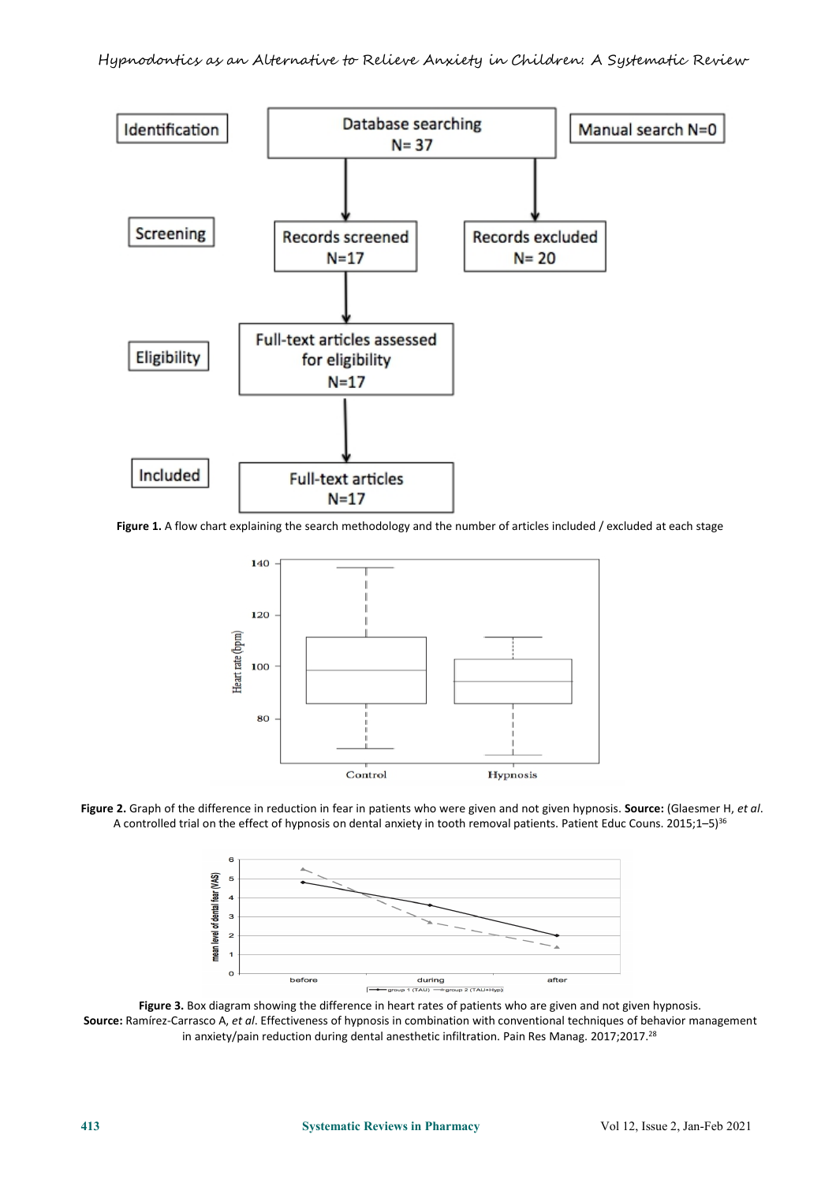Identification

Database searching
N= 37

Manual search N=0

Screening

Records screened
N=17

Records excluded
N= 20

Eligibility

Full-text articles assessed for eligibility
N=17

Included

Full-text articles
N=17

**Figure 1.** A flow chart explaining the search methodology and the number of articles included / excluded at each stage

Heart rate (bpm)

140

120

100

80

Control

Hypnosis

**Figure 2.** Graph of the difference in reduction in fear in patients who were given and not given hypnosis. **Source:** (Glaesmer H, *et al*. A controlled trial on the effect of hypnosis on dental anxiety in tooth removal patients. Patient Educ Couns. 2015;1–5)[36]

mean level of dental fear (VAS)

6

5

4

3

2

1

0

before

during

after

group 1 (TAU)

group 2 (TAU+Hyp)

**Figure 3.** Box diagram showing the difference in heart rates of patients who are given and not given hypnosis. **Source:** Ramírez-Carrasco A, *et al*. Effectiveness of hypnosis in combination with conventional techniques of behavior management in anxiety/pain reduction during dental anesthetic infiltration. Pain Res Manag. 2017;2017.[28]